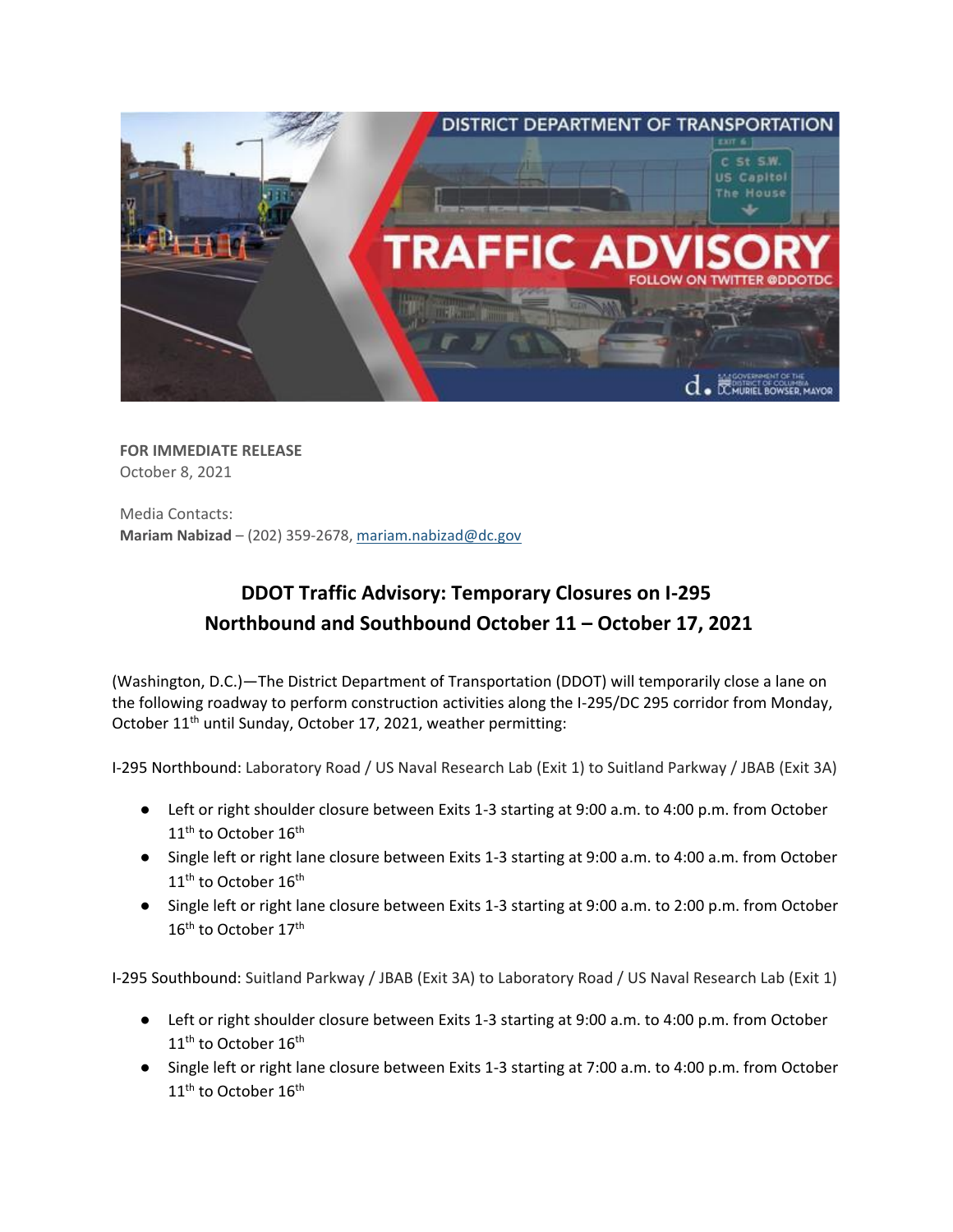**FOR IMMEDIATE RELEASE**
October 8, 2021

Media Contacts:
**Mariam Nabizad** – (202) 359-2678, mariam.nabizad@dc.gov

## DDOT Traffic Advisory: Temporary Closures on I-295 Northbound and Southbound October 11 – October 17, 2021

(Washington, D.C.)—The District Department of Transportation (DDOT) will temporarily close a lane on the following roadway to perform construction activities along the I-295/DC 295 corridor from Monday, October 11th until Sunday, October 17, 2021, weather permitting:

I-295 Northbound: Laboratory Road / US Naval Research Lab (Exit 1) to Suitland Parkway / JBAB (Exit 3A)

- Left or right shoulder closure between Exits 1-3 starting at 9:00 a.m. to 4:00 p.m. from October 11th to October 16th
- Single left or right lane closure between Exits 1-3 starting at 9:00 a.m. to 4:00 a.m. from October 11th to October 16th
- Single left or right lane closure between Exits 1-3 starting at 9:00 a.m. to 2:00 p.m. from October 16th to October 17th

I-295 Southbound: Suitland Parkway / JBAB (Exit 3A) to Laboratory Road / US Naval Research Lab (Exit 1)

- Left or right shoulder closure between Exits 1-3 starting at 9:00 a.m. to 4:00 p.m. from October 11th to October 16th
- Single left or right lane closure between Exits 1-3 starting at 7:00 a.m. to 4:00 p.m. from October 11th to October 16th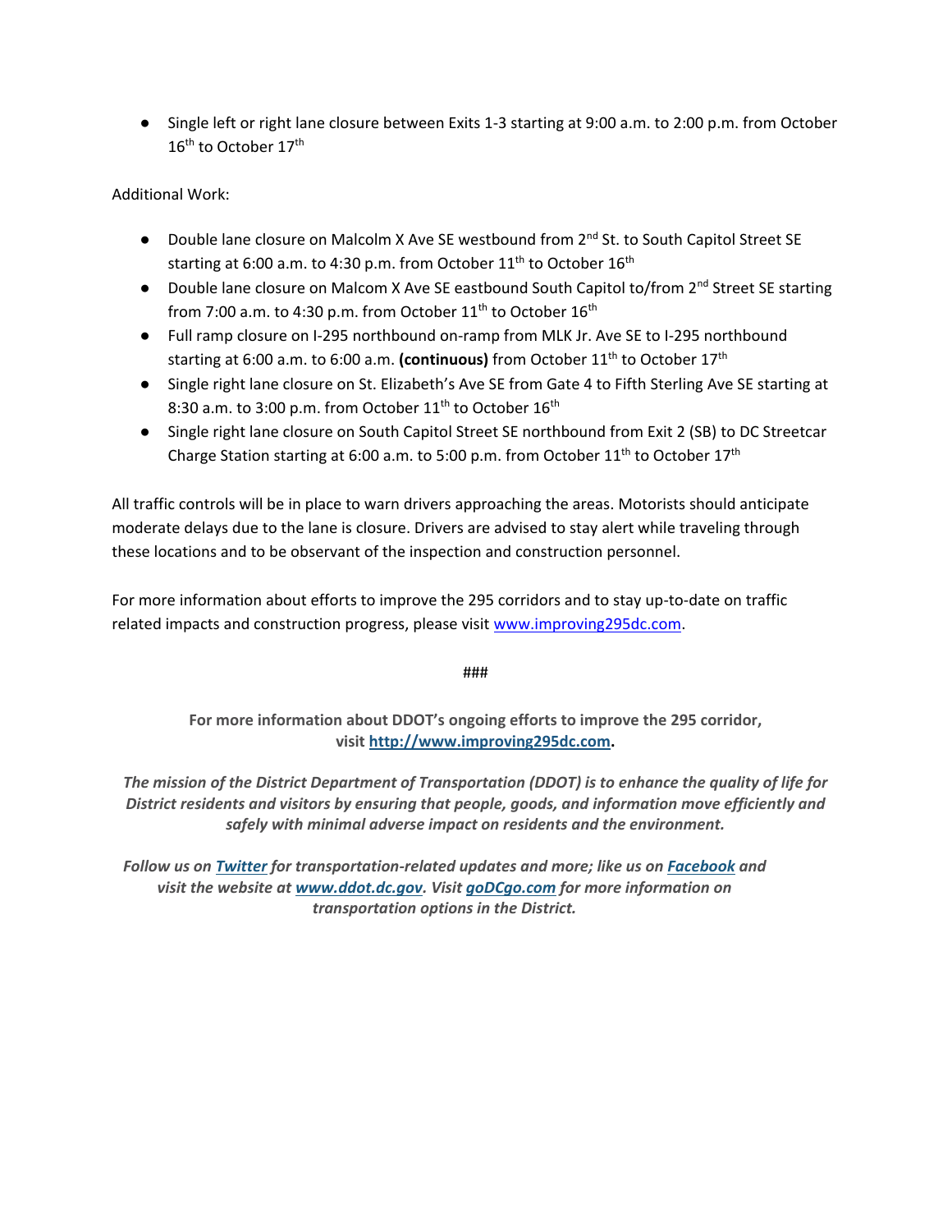- Single left or right lane closure between Exits 1-3 starting at 9:00 a.m. to 2:00 p.m. from October 16th to October 17th

Additional Work:

- Double lane closure on Malcolm X Ave SE westbound from 2nd St. to South Capitol Street SE starting at 6:00 a.m. to 4:30 p.m. from October 11th to October 16th
- Double lane closure on Malcom X Ave SE eastbound South Capitol to/from 2nd Street SE starting from 7:00 a.m. to 4:30 p.m. from October 11th to October 16th
- Full ramp closure on I-295 northbound on-ramp from MLK Jr. Ave SE to I-295 northbound starting at 6:00 a.m. to 6:00 a.m. **(continuous)** from October 11th to October 17th
- Single right lane closure on St. Elizabeth's Ave SE from Gate 4 to Fifth Sterling Ave SE starting at 8:30 a.m. to 3:00 p.m. from October 11th to October 16th
- Single right lane closure on South Capitol Street SE northbound from Exit 2 (SB) to DC Streetcar Charge Station starting at 6:00 a.m. to 5:00 p.m. from October 11th to October 17th

All traffic controls will be in place to warn drivers approaching the areas. Motorists should anticipate moderate delays due to the lane is closure. Drivers are advised to stay alert while traveling through these locations and to be observant of the inspection and construction personnel.

For more information about efforts to improve the 295 corridors and to stay up-to-date on traffic related impacts and construction progress, please visit www.improving295dc.com.

###

**For more information about DDOT's ongoing efforts to improve the 295 corridor, visit http://www.improving295dc.com.**

***The mission of the District Department of Transportation (DDOT) is to enhance the quality of life for District residents and visitors by ensuring that people, goods, and information move efficiently and safely with minimal adverse impact on residents and the environment.***

***Follow us on Twitter for transportation-related updates and more; like us on Facebook and visit the website at www.ddot.dc.gov. Visit goDCgo.com for more information on transportation options in the District.***